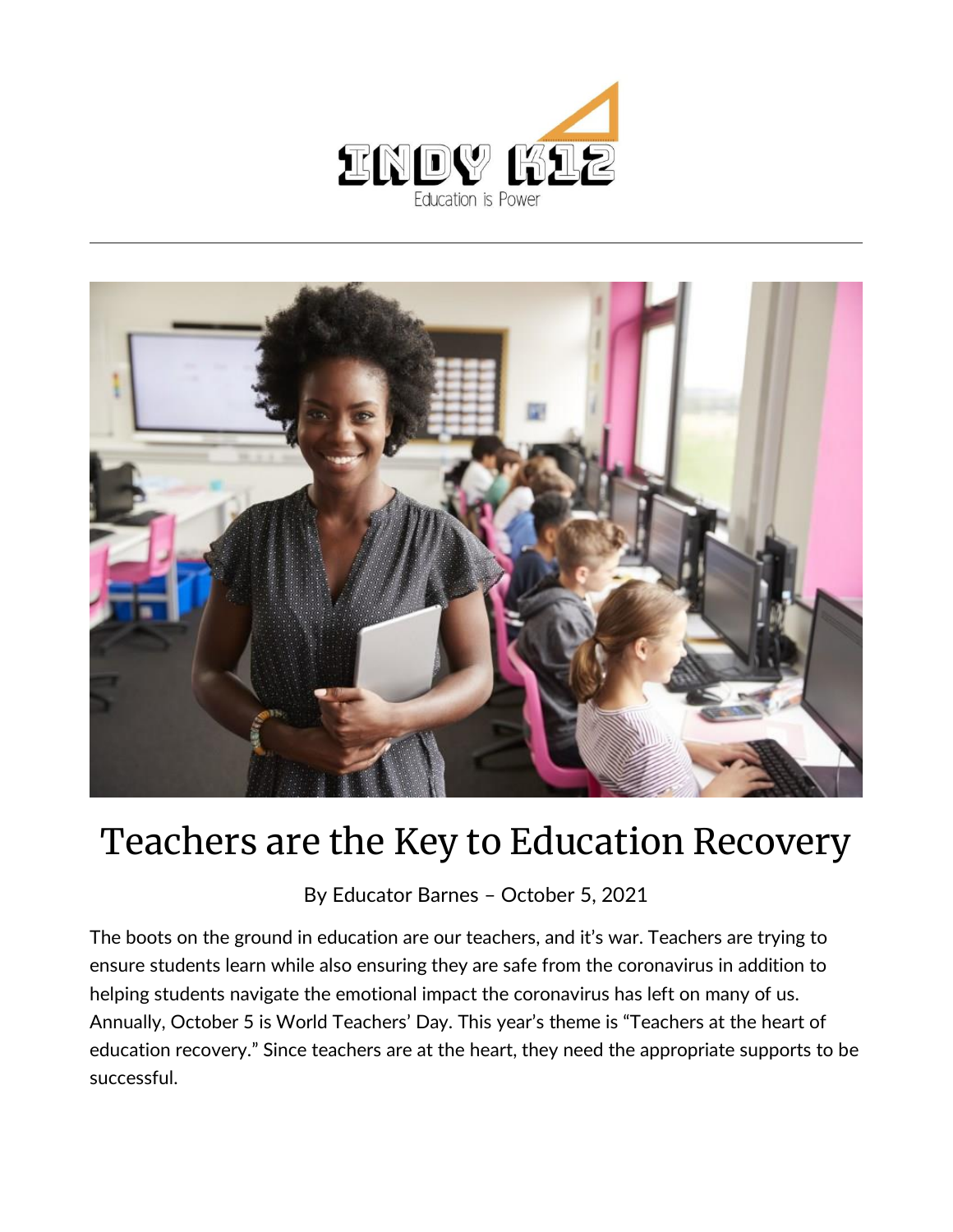# Teachers are the Key to Education Recovery

By Educator Barnes – October 5, 2021

The boots on the ground in education are our teachers, and it's war. Teachers are trying to ensure students learn while also ensuring they are safe from the coronavirus in addition to helping students navigate the emotional impact the coronavirus has left on many of us. Annually, October 5 is World Teachers' Day. This year's theme is "Teachers at the heart of education recovery." Since teachers are at the heart, they need the appropriate supports to be successful.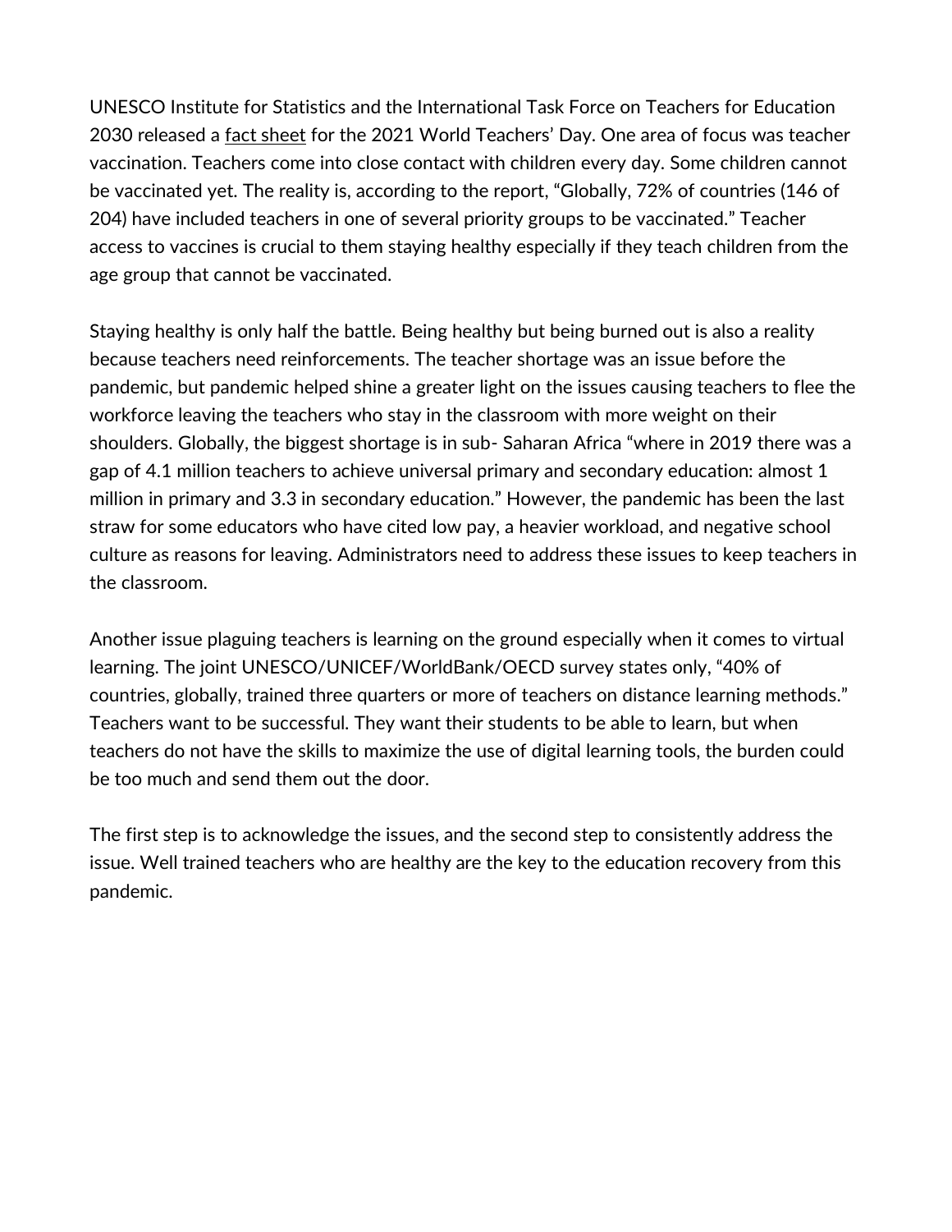UNESCO Institute for Statistics and the International Task Force on Teachers for Education 2030 released a fact sheet for the 2021 World Teachers' Day. One area of focus was teacher vaccination. Teachers come into close contact with children every day. Some children cannot be vaccinated yet. The reality is, according to the report, "Globally, 72% of countries (146 of 204) have included teachers in one of several priority groups to be vaccinated." Teacher access to vaccines is crucial to them staying healthy especially if they teach children from the age group that cannot be vaccinated.

Staying healthy is only half the battle. Being healthy but being burned out is also a reality because teachers need reinforcements. The teacher shortage was an issue before the pandemic, but pandemic helped shine a greater light on the issues causing teachers to flee the workforce leaving the teachers who stay in the classroom with more weight on their shoulders. Globally, the biggest shortage is in sub- Saharan Africa "where in 2019 there was a gap of 4.1 million teachers to achieve universal primary and secondary education: almost 1 million in primary and 3.3 in secondary education." However, the pandemic has been the last straw for some educators who have cited low pay, a heavier workload, and negative school culture as reasons for leaving. Administrators need to address these issues to keep teachers in the classroom.

Another issue plaguing teachers is learning on the ground especially when it comes to virtual learning. The joint UNESCO/UNICEF/WorldBank/OECD survey states only, "40% of countries, globally, trained three quarters or more of teachers on distance learning methods." Teachers want to be successful. They want their students to be able to learn, but when teachers do not have the skills to maximize the use of digital learning tools, the burden could be too much and send them out the door.

The first step is to acknowledge the issues, and the second step to consistently address the issue. Well trained teachers who are healthy are the key to the education recovery from this pandemic.